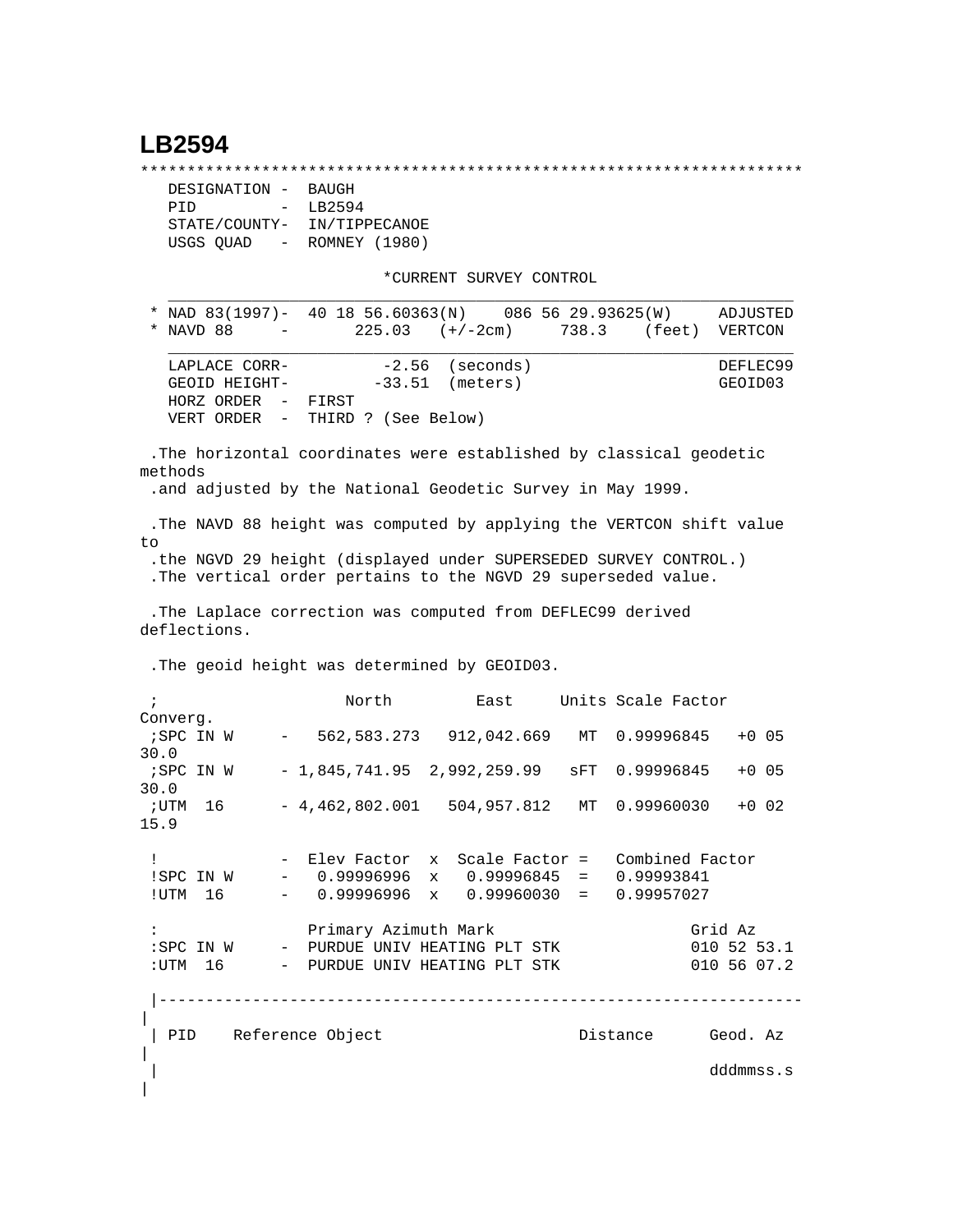# LB2594

```
***********************************************************************
   DESIGNATION -  BAUGH
   PID         -  LB2594
   STATE/COUNTY-  IN/TIPPECANOE
   USGS QUAD   -  ROMNEY (1980)

                          *CURRENT SURVEY CONTROL
   ___________________________________________________________________
 * NAD 83(1997)-  40 18 56.60363(N)    086 56 29.93625(W)     ADJUSTED
 * NAVD 88     -       225.03   (+/-2cm)     738.3    (feet)  VERTCON
   ___________________________________________________________________
   LAPLACE CORR-          -2.56  (seconds)                    DEFLEC99
   GEOID HEIGHT-         -33.51  (meters)                     GEOID03
   HORZ ORDER  -  FIRST
   VERT ORDER  -  THIRD ? (See Below)

 .The horizontal coordinates were established by classical geodetic
methods
 .and adjusted by the National Geodetic Survey in May 1999.

 .The NAVD 88 height was computed by applying the VERTCON shift value
to
 .the NGVD 29 height (displayed under SUPERSEDED SURVEY CONTROL.)
 .The vertical order pertains to the NGVD 29 superseded value.

 .The Laplace correction was computed from DEFLEC99 derived
deflections.

 .The geoid height was determined by GEOID03.

 ;                   North         East     Units Scale Factor
Converg.
 ;SPC IN W     -   562,583.273   912,042.669   MT  0.99996845   +0 05
30.0
 ;SPC IN W     - 1,845,741.95  2,992,259.99   sFT  0.99996845   +0 05
30.0
 ;UTM  16      - 4,462,802.001   504,957.812   MT  0.99960030   +0 02
15.9

 !             -  Elev Factor  x  Scale Factor =   Combined Factor
 !SPC IN W     -   0.99996996  x   0.99996845  =   0.99993841
 !UTM  16      -   0.99996996  x   0.99960030  =   0.99957027

 :                Primary Azimuth Mark                     Grid Az
 :SPC IN W     -  PURDUE UNIV HEATING PLT STK              010 52 53.1
 :UTM  16      -  PURDUE UNIV HEATING PLT STK              010 56 07.2

 |-------------------------------------------------------------------
|
 | PID    Reference Object                     Distance      Geod. Az
|
 |                                                           dddmmss.s
|
```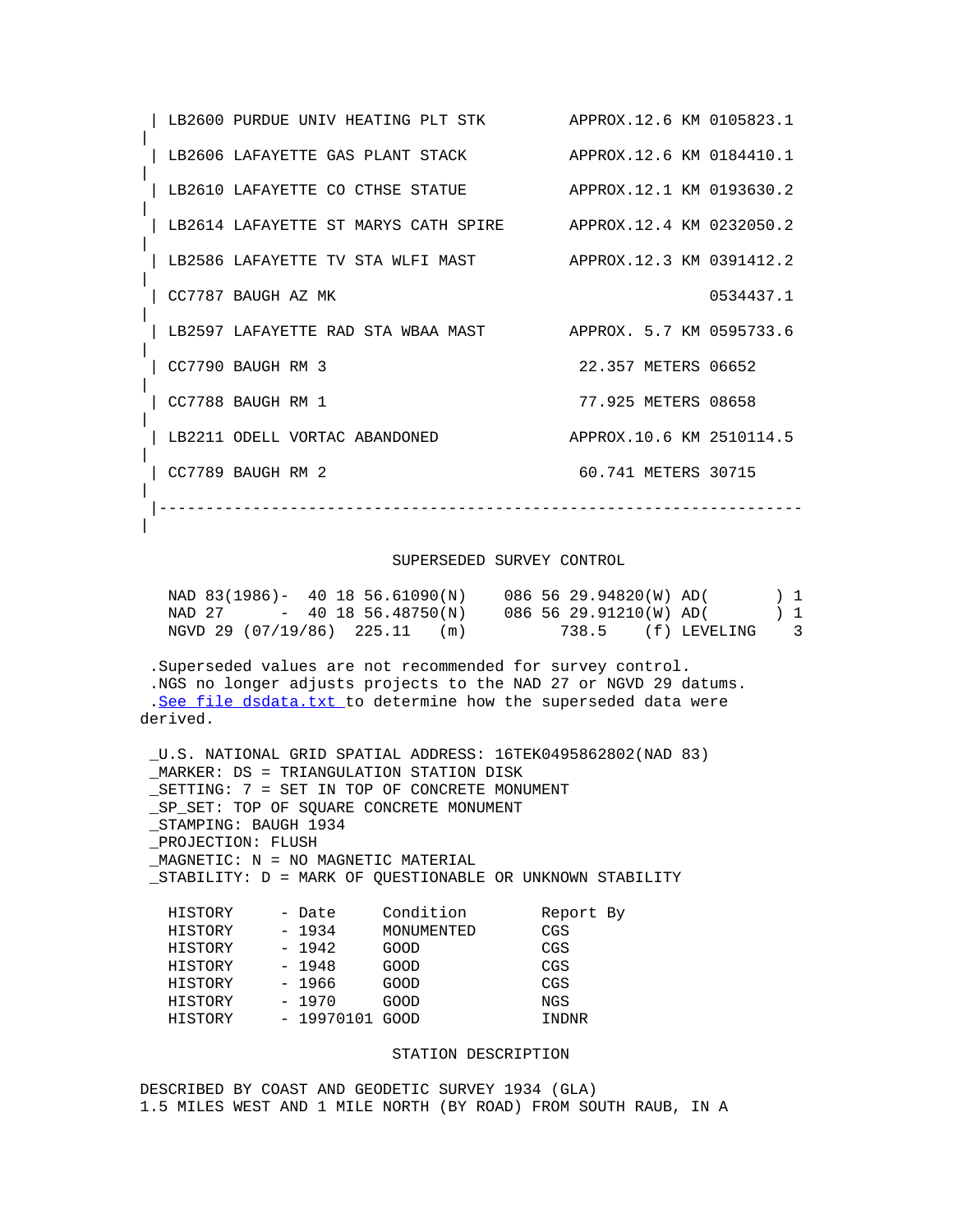```
| LB2600 PURDUE UNIV HEATING PLT STK        APPROX.12.6 KM 0105823.1
|
| LB2606 LAFAYETTE GAS PLANT STACK          APPROX.12.6 KM 0184410.1
|
| LB2610 LAFAYETTE CO CTHSE STATUE          APPROX.12.1 KM 0193630.2
|
| LB2614 LAFAYETTE ST MARYS CATH SPIRE      APPROX.12.4 KM 0232050.2
|
| LB2586 LAFAYETTE TV STA WLFI MAST         APPROX.12.3 KM 0391412.2
|
| CC7787 BAUGH AZ MK                                       0534437.1
|
| LB2597 LAFAYETTE RAD STA WBAA MAST        APPROX. 5.7 KM 0595733.6
|
| CC7790 BAUGH RM 3                          22.357 METERS 06652
|
| CC7788 BAUGH RM 1                          77.925 METERS 08658
|
| LB2211 ODELL VORTAC ABANDONED             APPROX.10.6 KM 2510114.5
|
| CC7789 BAUGH RM 2                          60.741 METERS 30715
|
|--------------------------------------------------------------------
|
```

SUPERSEDED SURVEY CONTROL

```
NAD 83(1986)-  40 18 56.61090(N)    086 56 29.94820(W) AD(       ) 1
NAD 27      -  40 18 56.48750(N)    086 56 29.91210(W) AD(       ) 1
NGVD 29 (07/19/86)  225.11   (m)          738.5    (f) LEVELING    3
```

.Superseded values are not recommended for survey control.
.NGS no longer adjusts projects to the NAD 27 or NGVD 29 datums.
.See file dsdata.txt to determine how the superseded data were derived.

```
_U.S. NATIONAL GRID SPATIAL ADDRESS: 16TEK0495862802(NAD 83)
_MARKER: DS = TRIANGULATION STATION DISK
_SETTING: 7 = SET IN TOP OF CONCRETE MONUMENT
_SP_SET: TOP OF SQUARE CONCRETE MONUMENT
_STAMPING: BAUGH 1934
_PROJECTION: FLUSH
_MAGNETIC: N = NO MAGNETIC MATERIAL
_STABILITY: D = MARK OF QUESTIONABLE OR UNKNOWN STABILITY
```

| HISTORY | - Date | Condition | Report By |
|---|---|---|---|
| HISTORY | - 1934 | MONUMENTED | CGS |
| HISTORY | - 1942 | GOOD | CGS |
| HISTORY | - 1948 | GOOD | CGS |
| HISTORY | - 1966 | GOOD | CGS |
| HISTORY | - 1970 | GOOD | NGS |
| HISTORY | - 19970101 | GOOD | INDNR |

STATION DESCRIPTION

DESCRIBED BY COAST AND GEODETIC SURVEY 1934 (GLA)
1.5 MILES WEST AND 1 MILE NORTH (BY ROAD) FROM SOUTH RAUB, IN A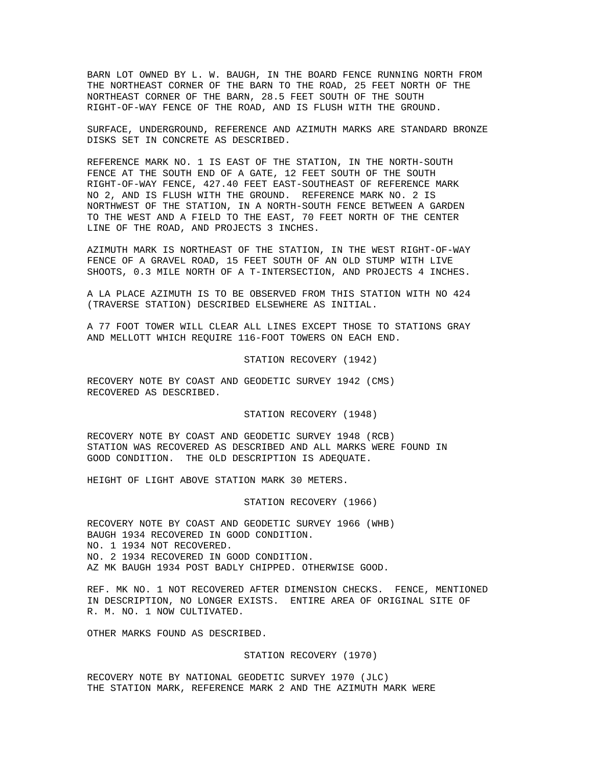BARN LOT OWNED BY L. W. BAUGH, IN THE BOARD FENCE RUNNING NORTH FROM THE NORTHEAST CORNER OF THE BARN TO THE ROAD, 25 FEET NORTH OF THE NORTHEAST CORNER OF THE BARN, 28.5 FEET SOUTH OF THE SOUTH RIGHT-OF-WAY FENCE OF THE ROAD, AND IS FLUSH WITH THE GROUND.

SURFACE, UNDERGROUND, REFERENCE AND AZIMUTH MARKS ARE STANDARD BRONZE DISKS SET IN CONCRETE AS DESCRIBED.

REFERENCE MARK NO. 1 IS EAST OF THE STATION, IN THE NORTH-SOUTH FENCE AT THE SOUTH END OF A GATE, 12 FEET SOUTH OF THE SOUTH RIGHT-OF-WAY FENCE, 427.40 FEET EAST-SOUTHEAST OF REFERENCE MARK NO 2, AND IS FLUSH WITH THE GROUND. REFERENCE MARK NO. 2 IS NORTHWEST OF THE STATION, IN A NORTH-SOUTH FENCE BETWEEN A GARDEN TO THE WEST AND A FIELD TO THE EAST, 70 FEET NORTH OF THE CENTER LINE OF THE ROAD, AND PROJECTS 3 INCHES.

AZIMUTH MARK IS NORTHEAST OF THE STATION, IN THE WEST RIGHT-OF-WAY FENCE OF A GRAVEL ROAD, 15 FEET SOUTH OF AN OLD STUMP WITH LIVE SHOOTS, 0.3 MILE NORTH OF A T-INTERSECTION, AND PROJECTS 4 INCHES.

A LA PLACE AZIMUTH IS TO BE OBSERVED FROM THIS STATION WITH NO 424 (TRAVERSE STATION) DESCRIBED ELSEWHERE AS INITIAL.

A 77 FOOT TOWER WILL CLEAR ALL LINES EXCEPT THOSE TO STATIONS GRAY AND MELLOTT WHICH REQUIRE 116-FOOT TOWERS ON EACH END.

STATION RECOVERY (1942)

RECOVERY NOTE BY COAST AND GEODETIC SURVEY 1942 (CMS)
RECOVERED AS DESCRIBED.

STATION RECOVERY (1948)

RECOVERY NOTE BY COAST AND GEODETIC SURVEY 1948 (RCB)
STATION WAS RECOVERED AS DESCRIBED AND ALL MARKS WERE FOUND IN GOOD CONDITION. THE OLD DESCRIPTION IS ADEQUATE.

HEIGHT OF LIGHT ABOVE STATION MARK 30 METERS.

STATION RECOVERY (1966)

RECOVERY NOTE BY COAST AND GEODETIC SURVEY 1966 (WHB)
BAUGH 1934 RECOVERED IN GOOD CONDITION.
NO. 1 1934 NOT RECOVERED.
NO. 2 1934 RECOVERED IN GOOD CONDITION.
AZ MK BAUGH 1934 POST BADLY CHIPPED. OTHERWISE GOOD.

REF. MK NO. 1 NOT RECOVERED AFTER DIMENSION CHECKS. FENCE, MENTIONED IN DESCRIPTION, NO LONGER EXISTS. ENTIRE AREA OF ORIGINAL SITE OF R. M. NO. 1 NOW CULTIVATED.

OTHER MARKS FOUND AS DESCRIBED.

STATION RECOVERY (1970)

RECOVERY NOTE BY NATIONAL GEODETIC SURVEY 1970 (JLC)
THE STATION MARK, REFERENCE MARK 2 AND THE AZIMUTH MARK WERE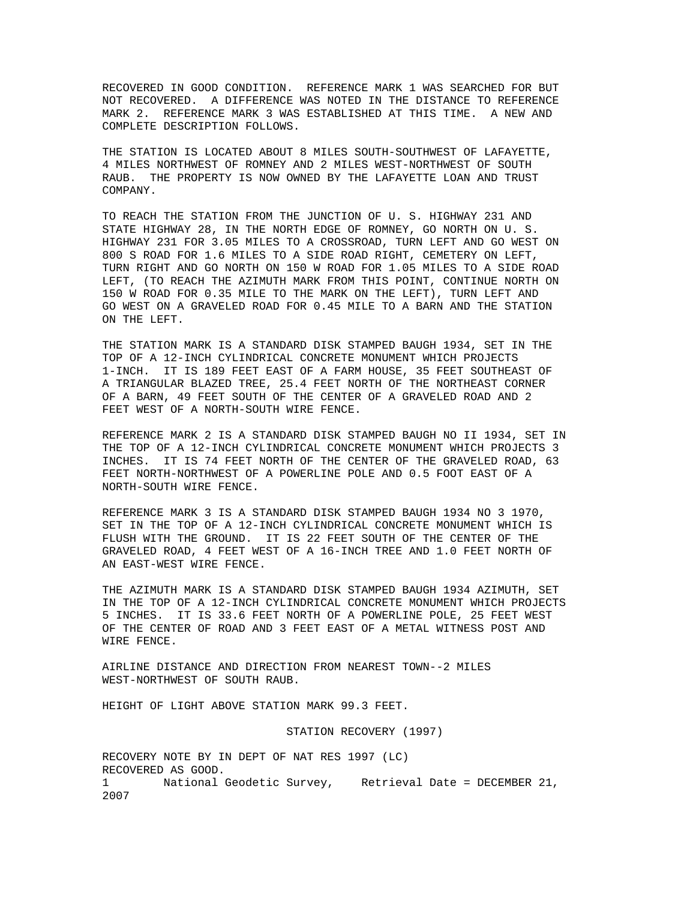RECOVERED IN GOOD CONDITION. REFERENCE MARK 1 WAS SEARCHED FOR BUT NOT RECOVERED. A DIFFERENCE WAS NOTED IN THE DISTANCE TO REFERENCE MARK 2. REFERENCE MARK 3 WAS ESTABLISHED AT THIS TIME. A NEW AND COMPLETE DESCRIPTION FOLLOWS.

THE STATION IS LOCATED ABOUT 8 MILES SOUTH-SOUTHWEST OF LAFAYETTE, 4 MILES NORTHWEST OF ROMNEY AND 2 MILES WEST-NORTHWEST OF SOUTH RAUB. THE PROPERTY IS NOW OWNED BY THE LAFAYETTE LOAN AND TRUST COMPANY.

TO REACH THE STATION FROM THE JUNCTION OF U. S. HIGHWAY 231 AND STATE HIGHWAY 28, IN THE NORTH EDGE OF ROMNEY, GO NORTH ON U. S. HIGHWAY 231 FOR 3.05 MILES TO A CROSSROAD, TURN LEFT AND GO WEST ON 800 S ROAD FOR 1.6 MILES TO A SIDE ROAD RIGHT, CEMETERY ON LEFT, TURN RIGHT AND GO NORTH ON 150 W ROAD FOR 1.05 MILES TO A SIDE ROAD LEFT, (TO REACH THE AZIMUTH MARK FROM THIS POINT, CONTINUE NORTH ON 150 W ROAD FOR 0.35 MILE TO THE MARK ON THE LEFT), TURN LEFT AND GO WEST ON A GRAVELED ROAD FOR 0.45 MILE TO A BARN AND THE STATION ON THE LEFT.

THE STATION MARK IS A STANDARD DISK STAMPED BAUGH 1934, SET IN THE TOP OF A 12-INCH CYLINDRICAL CONCRETE MONUMENT WHICH PROJECTS 1-INCH. IT IS 189 FEET EAST OF A FARM HOUSE, 35 FEET SOUTHEAST OF A TRIANGULAR BLAZED TREE, 25.4 FEET NORTH OF THE NORTHEAST CORNER OF A BARN, 49 FEET SOUTH OF THE CENTER OF A GRAVELED ROAD AND 2 FEET WEST OF A NORTH-SOUTH WIRE FENCE.

REFERENCE MARK 2 IS A STANDARD DISK STAMPED BAUGH NO II 1934, SET IN THE TOP OF A 12-INCH CYLINDRICAL CONCRETE MONUMENT WHICH PROJECTS 3 INCHES. IT IS 74 FEET NORTH OF THE CENTER OF THE GRAVELED ROAD, 63 FEET NORTH-NORTHWEST OF A POWERLINE POLE AND 0.5 FOOT EAST OF A NORTH-SOUTH WIRE FENCE.

REFERENCE MARK 3 IS A STANDARD DISK STAMPED BAUGH 1934 NO 3 1970, SET IN THE TOP OF A 12-INCH CYLINDRICAL CONCRETE MONUMENT WHICH IS FLUSH WITH THE GROUND. IT IS 22 FEET SOUTH OF THE CENTER OF THE GRAVELED ROAD, 4 FEET WEST OF A 16-INCH TREE AND 1.0 FEET NORTH OF AN EAST-WEST WIRE FENCE.

THE AZIMUTH MARK IS A STANDARD DISK STAMPED BAUGH 1934 AZIMUTH, SET IN THE TOP OF A 12-INCH CYLINDRICAL CONCRETE MONUMENT WHICH PROJECTS 5 INCHES. IT IS 33.6 FEET NORTH OF A POWERLINE POLE, 25 FEET WEST OF THE CENTER OF ROAD AND 3 FEET EAST OF A METAL WITNESS POST AND WIRE FENCE.

AIRLINE DISTANCE AND DIRECTION FROM NEAREST TOWN--2 MILES WEST-NORTHWEST OF SOUTH RAUB.

HEIGHT OF LIGHT ABOVE STATION MARK 99.3 FEET.

STATION RECOVERY (1997)

RECOVERY NOTE BY IN DEPT OF NAT RES 1997 (LC)
RECOVERED AS GOOD.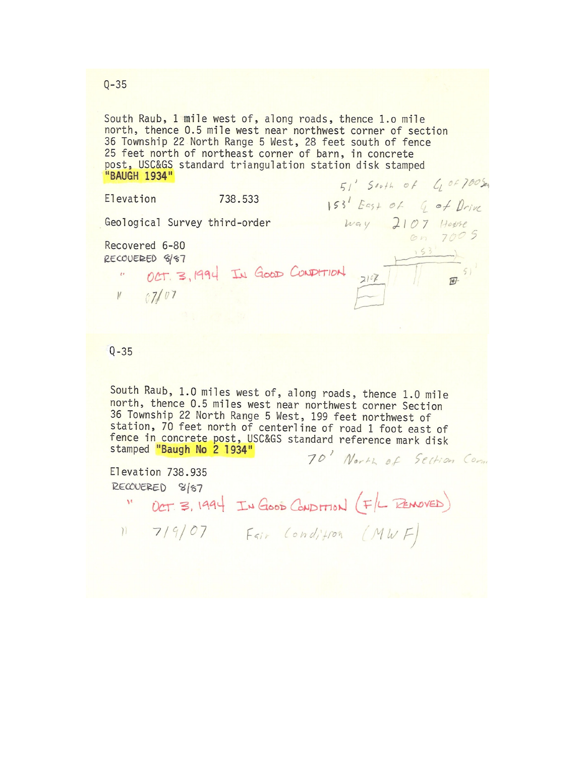Q-35

South Raub, 1 mile west of, along roads, thence 1.o mile north, thence 0.5 mile west near northwest corner of section 36 Township 22 North Range 5 West, 28 feet south of fence 25 feet north of northeast corner of barn, in concrete post, USC&GS standard triangulation station disk stamped "BAUGH 1934"

51' South of ℄ of 700 So.
153' East of ℄ of Drive way 2107 House on 700 S

Elevation 738.533

Geological Survey third-order

Recovered 6-80
RECOVERED 8/87
" OCT. 3, 1994 IN GOOD CONDITION
" 07/07

153'
51'
2107

---

Q-35

South Raub, 1.0 miles west of, along roads, thence 1.0 mile north, thence 0.5 miles west near northwest corner Section 36 Township 22 North Range 5 West, 199 feet northwest of station, 70 feet north of centerline of road 1 foot east of fence in concrete post, USC&GS standard reference mark disk stamped "Baugh No 2 1934"

70' North of Section Corn.

Elevation 738.935
RECOVERED 8/87
" OCT. 3, 1994 IN GOOD CONDITION (F/L REMOVED)
" 7/9/07 Fair Condition (MWF)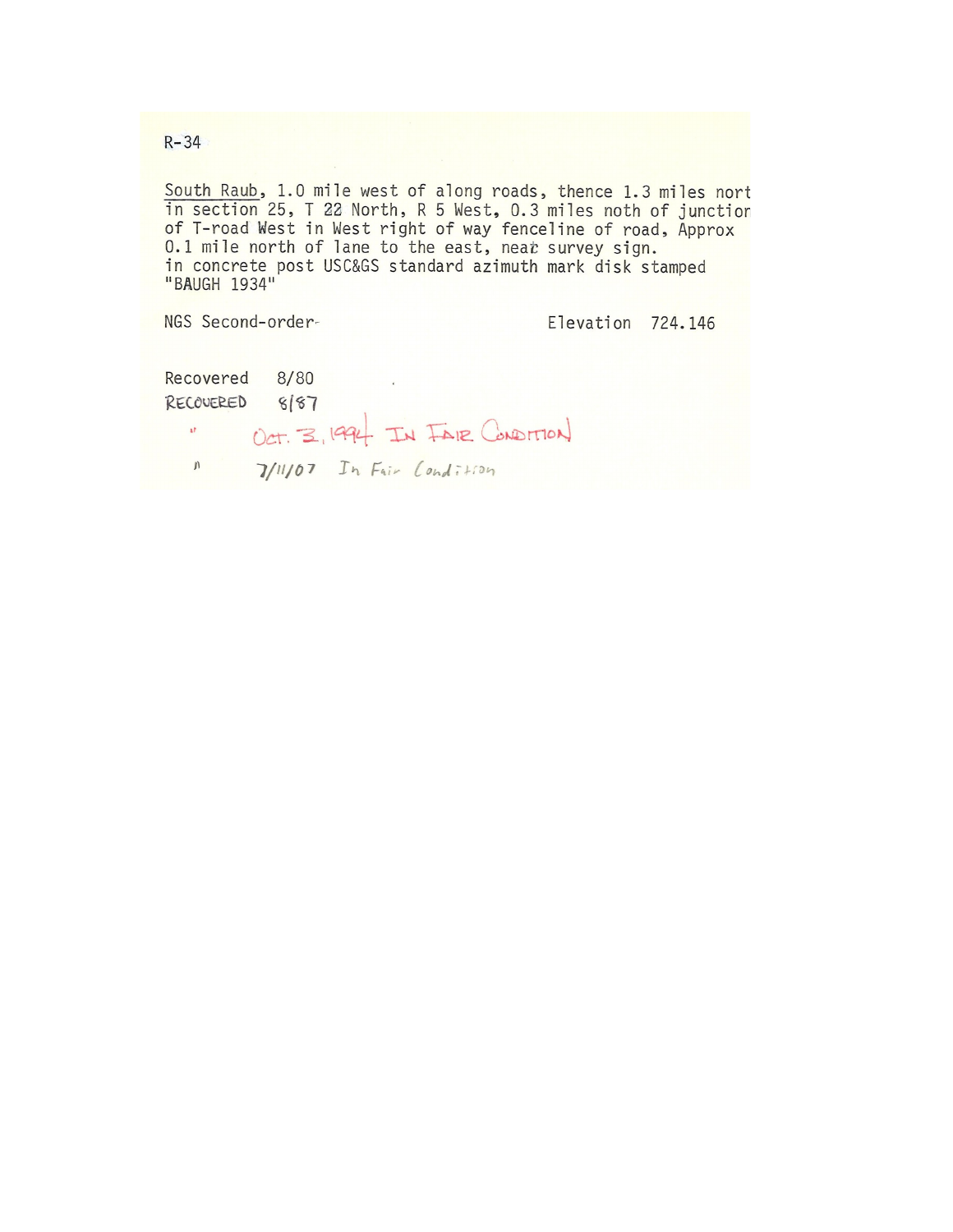R-34

South Raub, 1.0 mile west of along roads, thence 1.3 miles nort
in section 25, T 22 North, R 5 West, 0.3 miles noth of junctior
of T-road West in West right of way fenceline of road, Approx
0.1 mile north of lane to the east, neat survey sign.
in concrete post USC&GS standard azimuth mark disk stamped
"BAUGH 1934"

NGS Second-order Elevation 724.146

Recovered 8/80
RECOVERED 8/87
" Oct. 3, 1994 IN FAIR CONDITION
" 7/11/07 In Fair Condition